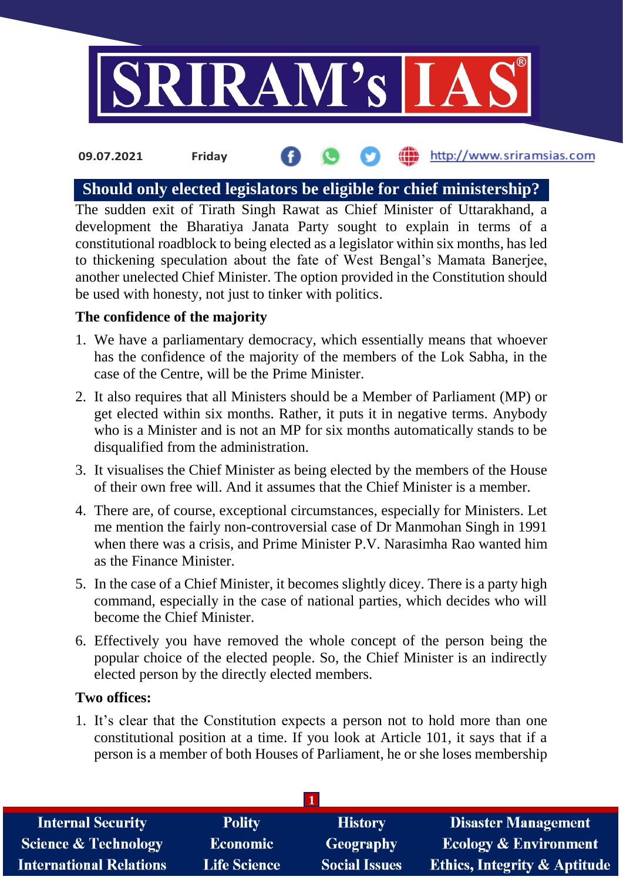09.07.2021 Friday

# Should only elected legislators be eligible for chief ministership?

The sudden exit of Tirath Singh Rawat as Chief Minister of Uttarakhand, a development the Bharatiya Janata Party sought to explain in terms of a constitutional roadblock to being elected as a legislator within six months, has led to thickening speculation about the fate of West Bengal's Mamata Banerjee, another unelected Chief Minister. The option provided in the Constitution should be used with honesty, not just to tinker with politics.

**The confidence of the majority**

1. We have a parliamentary democracy, which essentially means that whoever has the confidence of the majority of the members of the Lok Sabha, in the case of the Centre, will be the Prime Minister.
2. It also requires that all Ministers should be a Member of Parliament (MP) or get elected within six months. Rather, it puts it in negative terms. Anybody who is a Minister and is not an MP for six months automatically stands to be disqualified from the administration.
3. It visualises the Chief Minister as being elected by the members of the House of their own free will. And it assumes that the Chief Minister is a member.
4. There are, of course, exceptional circumstances, especially for Ministers. Let me mention the fairly non-controversial case of Dr Manmohan Singh in 1991 when there was a crisis, and Prime Minister P.V. Narasimha Rao wanted him as the Finance Minister.
5. In the case of a Chief Minister, it becomes slightly dicey. There is a party high command, especially in the case of national parties, which decides who will become the Chief Minister.
6. Effectively you have removed the whole concept of the person being the popular choice of the elected people. So, the Chief Minister is an indirectly elected person by the directly elected members.

**Two offices:**

1. It's clear that the Constitution expects a person not to hold more than one constitutional position at a time. If you look at Article 101, it says that if a person is a member of both Houses of Parliament, he or she loses membership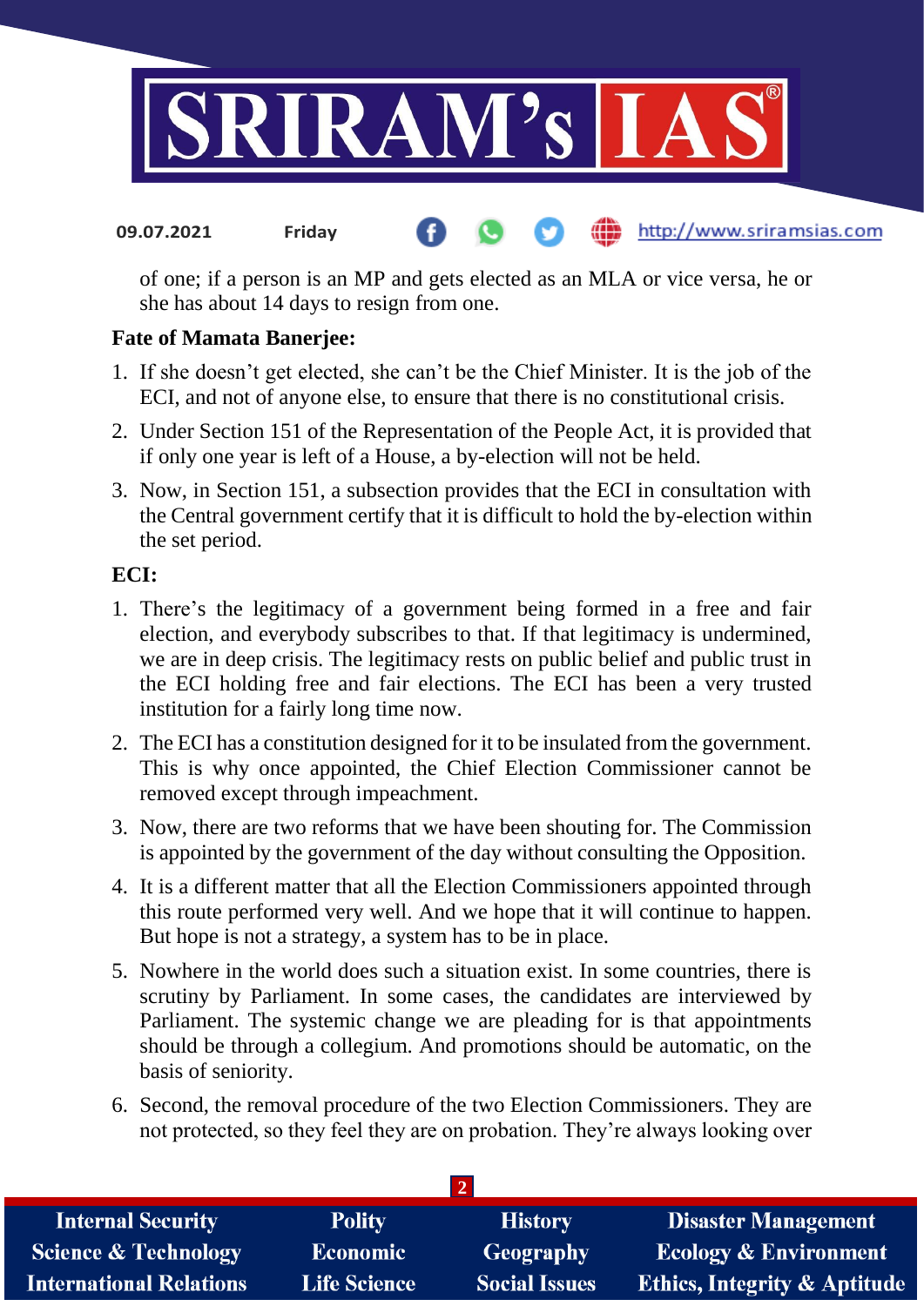of one; if a person is an MP and gets elected as an MLA or vice versa, he or she has about 14 days to resign from one.

**Fate of Mamata Banerjee:**

1. If she doesn't get elected, she can't be the Chief Minister. It is the job of the ECI, and not of anyone else, to ensure that there is no constitutional crisis.
2. Under Section 151 of the Representation of the People Act, it is provided that if only one year is left of a House, a by-election will not be held.
3. Now, in Section 151, a subsection provides that the ECI in consultation with the Central government certify that it is difficult to hold the by-election within the set period.

**ECI:**

1. There's the legitimacy of a government being formed in a free and fair election, and everybody subscribes to that. If that legitimacy is undermined, we are in deep crisis. The legitimacy rests on public belief and public trust in the ECI holding free and fair elections. The ECI has been a very trusted institution for a fairly long time now.
2. The ECI has a constitution designed for it to be insulated from the government. This is why once appointed, the Chief Election Commissioner cannot be removed except through impeachment.
3. Now, there are two reforms that we have been shouting for. The Commission is appointed by the government of the day without consulting the Opposition.
4. It is a different matter that all the Election Commissioners appointed through this route performed very well. And we hope that it will continue to happen. But hope is not a strategy, a system has to be in place.
5. Nowhere in the world does such a situation exist. In some countries, there is scrutiny by Parliament. In some cases, the candidates are interviewed by Parliament. The systemic change we are pleading for is that appointments should be through a collegium. And promotions should be automatic, on the basis of seniority.
6. Second, the removal procedure of the two Election Commissioners. They are not protected, so they feel they are on probation. They're always looking over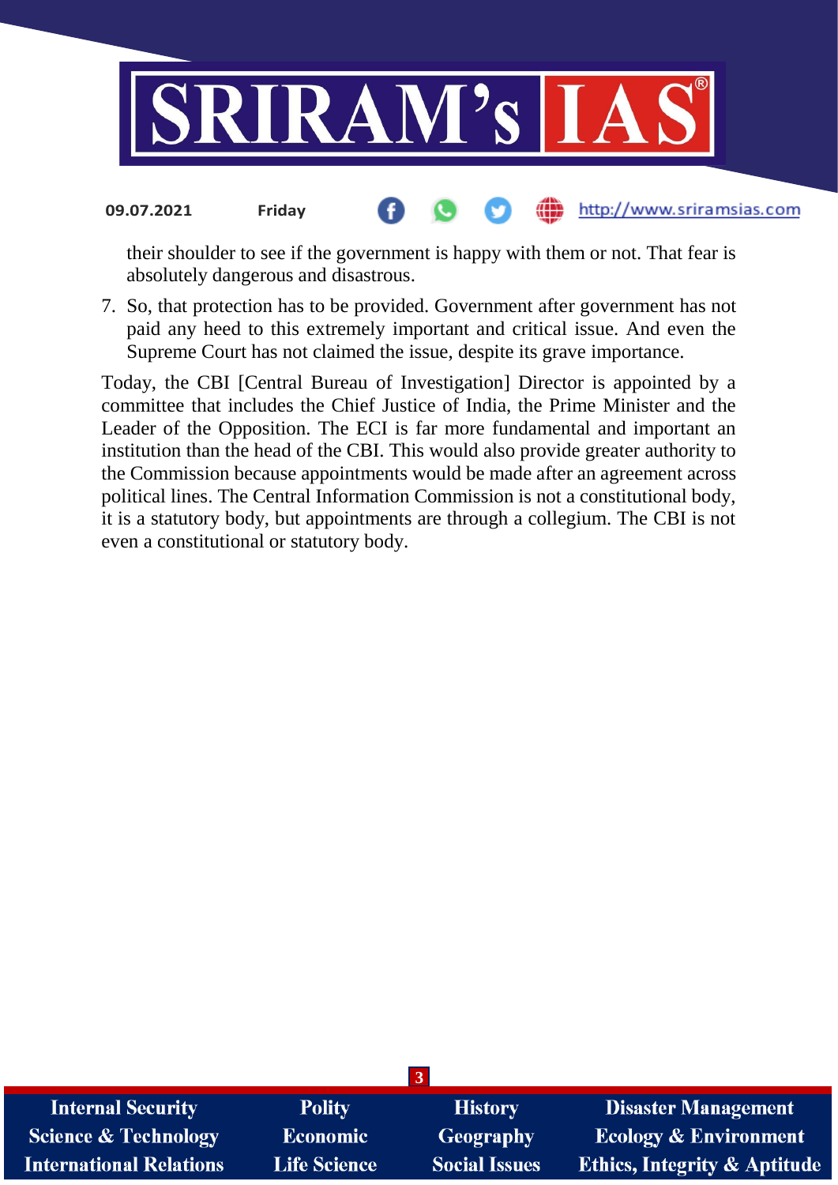their shoulder to see if the government is happy with them or not. That fear is absolutely dangerous and disastrous.

7. So, that protection has to be provided. Government after government has not paid any heed to this extremely important and critical issue. And even the Supreme Court has not claimed the issue, despite its grave importance.

Today, the CBI [Central Bureau of Investigation] Director is appointed by a committee that includes the Chief Justice of India, the Prime Minister and the Leader of the Opposition. The ECI is far more fundamental and important an institution than the head of the CBI. This would also provide greater authority to the Commission because appointments would be made after an agreement across political lines. The Central Information Commission is not a constitutional body, it is a statutory body, but appointments are through a collegium. The CBI is not even a constitutional or statutory body.